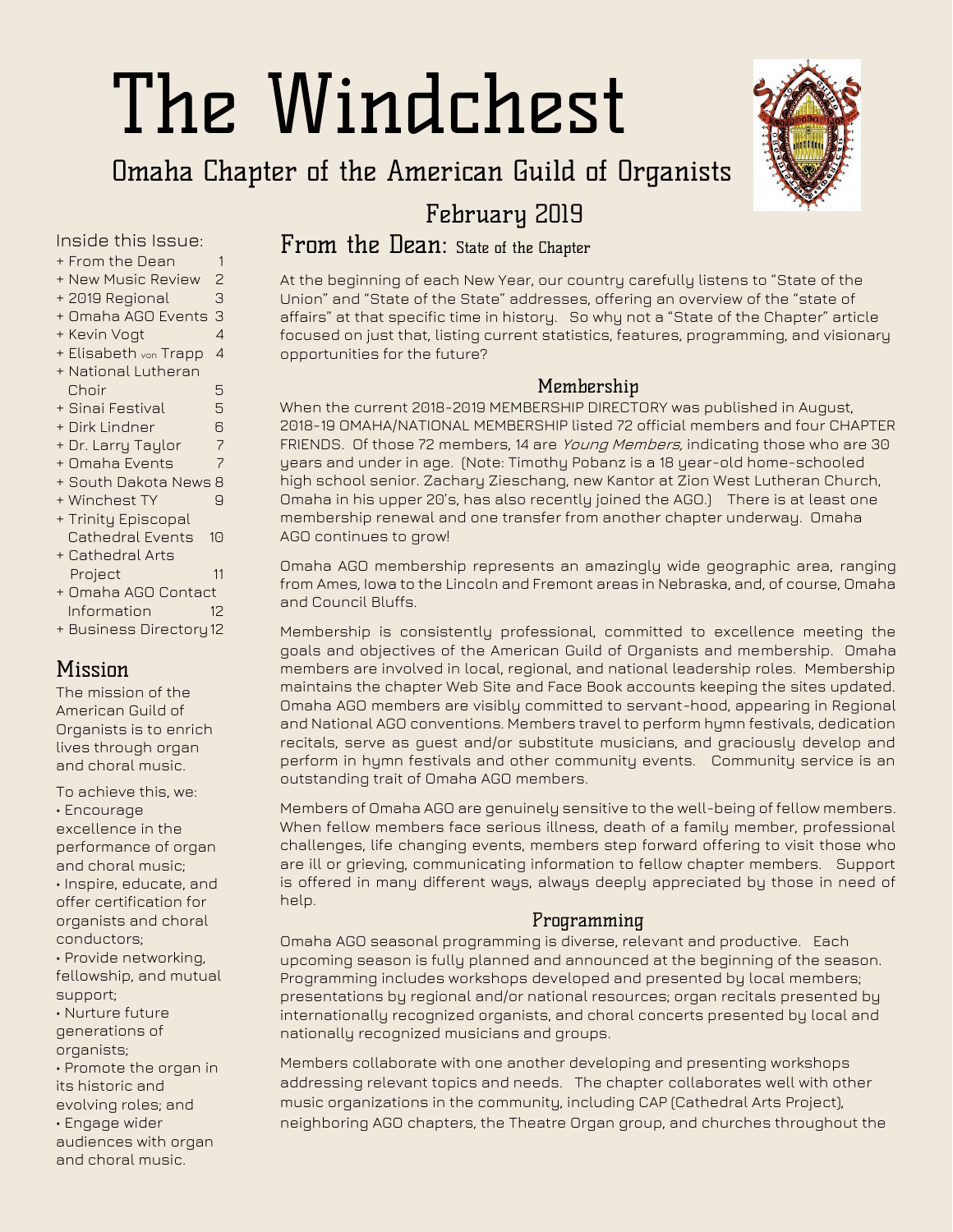// The Windchest

## Omaha Chapter of the American Guild of Organists

## February 2019

Inside this Issue:

+ From the Dean 1
+ New Music Review 2
+ 2019 Regional 3
+ Omaha AGO Events 3
+ Kevin Vogt 4
+ Elisabeth von Trapp 4
+ National Lutheran Choir 5
+ Sinai Festival 5
+ Dirk Lindner 6
+ Dr. Larry Taylor 7
+ Omaha Events 7
+ South Dakota News 8
+ Winchest TY 9
+ Trinity Episcopal Cathedral Events 10
+ Cathedral Arts Project 11
+ Omaha AGO Contact Information 12
+ Business Directory 12

## Mission

The mission of the American Guild of Organists is to enrich lives through organ and choral music.

To achieve this, we:

- Encourage excellence in the performance of organ and choral music;
- Inspire, educate, and offer certification for organists and choral conductors;
- Provide networking, fellowship, and mutual support;
- Nurture future generations of organists;
- Promote the organ in its historic and evolving roles; and
- Engage wider audiences with organ and choral music.

## From the Dean: State of the Chapter

At the beginning of each New Year, our country carefully listens to "State of the Union" and "State of the State" addresses, offering an overview of the "state of affairs" at that specific time in history. So why not a "State of the Chapter" article focused on just that, listing current statistics, features, programming, and visionary opportunities for the future?

### Membership

When the current 2018-2019 MEMBERSHIP DIRECTORY was published in August, 2018-19 OMAHA/NATIONAL MEMBERSHIP listed 72 official members and four CHAPTER FRIENDS. Of those 72 members, 14 are *Young Members,* indicating those who are 30 years and under in age. (Note: Timothy Pobanz is a 18 year-old home-schooled high school senior. Zachary Zieschang, new Kantor at Zion West Lutheran Church, Omaha in his upper 20's, has also recently joined the AGO.) There is at least one membership renewal and one transfer from another chapter underway. Omaha AGO continues to grow!

Omaha AGO membership represents an amazingly wide geographic area, ranging from Ames, Iowa to the Lincoln and Fremont areas in Nebraska, and, of course, Omaha and Council Bluffs.

Membership is consistently professional, committed to excellence meeting the goals and objectives of the American Guild of Organists and membership. Omaha members are involved in local, regional, and national leadership roles. Membership maintains the chapter Web Site and Face Book accounts keeping the sites updated. Omaha AGO members are visibly committed to servant-hood, appearing in Regional and National AGO conventions. Members travel to perform hymn festivals, dedication recitals, serve as guest and/or substitute musicians, and graciously develop and perform in hymn festivals and other community events. Community service is an outstanding trait of Omaha AGO members.

Members of Omaha AGO are genuinely sensitive to the well-being of fellow members. When fellow members face serious illness, death of a family member, professional challenges, life changing events, members step forward offering to visit those who are ill or grieving, communicating information to fellow chapter members. Support is offered in many different ways, always deeply appreciated by those in need of help.

### Programming

Omaha AGO seasonal programming is diverse, relevant and productive. Each upcoming season is fully planned and announced at the beginning of the season. Programming includes workshops developed and presented by local members; presentations by regional and/or national resources; organ recitals presented by internationally recognized organists, and choral concerts presented by local and nationally recognized musicians and groups.

Members collaborate with one another developing and presenting workshops addressing relevant topics and needs. The chapter collaborates well with other music organizations in the community, including CAP (Cathedral Arts Project), neighboring AGO chapters, the Theatre Organ group, and churches throughout the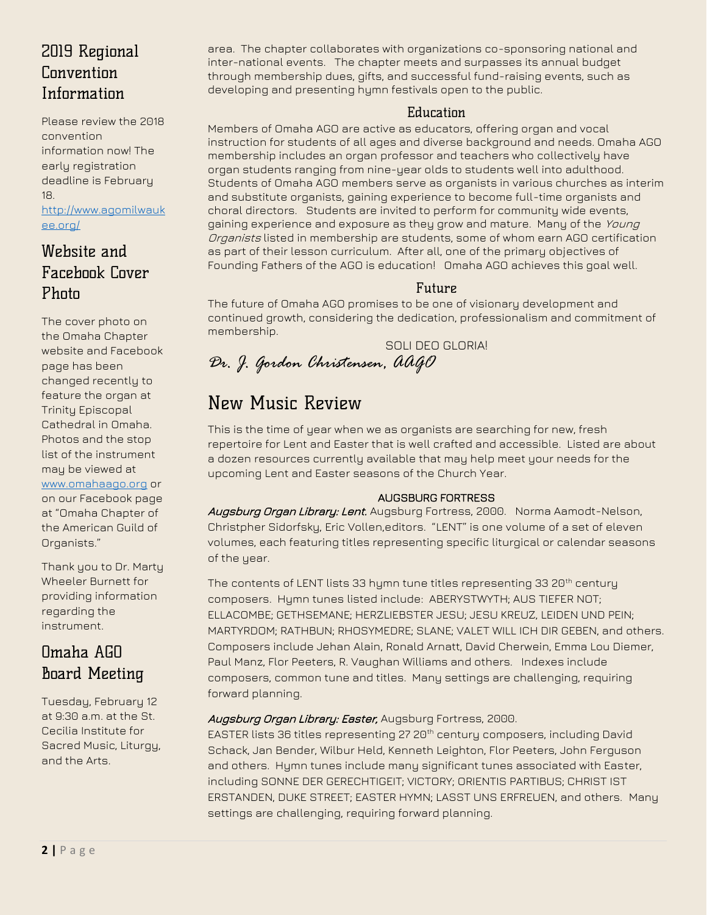## 2019 Regional Convention Information

Please review the 2018 convention information now! The early registration deadline is February 18.
[http://www.agomilwaukee.org/](http://www.agomilwaukee.org/)

## Website and Facebook Cover Photo

The cover photo on the Omaha Chapter website and Facebook page has been changed recently to feature the organ at Trinity Episcopal Cathedral in Omaha. Photos and the stop list of the instrument may be viewed at [www.omahaago.org](http://www.omahaago.org) or on our Facebook page at "Omaha Chapter of the American Guild of Organists."

Thank you to Dr. Marty Wheeler Burnett for providing information regarding the instrument.

## Omaha AGO Board Meeting

Tuesday, February 12 at 9:30 a.m. at the St. Cecilia Institute for Sacred Music, Liturgy, and the Arts.

area. The chapter collaborates with organizations co-sponsoring national and inter-national events. The chapter meets and surpasses its annual budget through membership dues, gifts, and successful fund-raising events, such as developing and presenting hymn festivals open to the public.

### Education

Members of Omaha AGO are active as educators, offering organ and vocal instruction for students of all ages and diverse background and needs. Omaha AGO membership includes an organ professor and teachers who collectively have organ students ranging from nine-year olds to students well into adulthood. Students of Omaha AGO members serve as organists in various churches as interim and substitute organists, gaining experience to become full-time organists and choral directors. Students are invited to perform for community wide events, gaining experience and exposure as they grow and mature. Many of the *Young Organists* listed in membership are students, some of whom earn AGO certification as part of their lesson curriculum. After all, one of the primary objectives of Founding Fathers of the AGO is education! Omaha AGO achieves this goal well.

### Future

The future of Omaha AGO promises to be one of visionary development and continued growth, considering the dedication, professionalism and commitment of membership.

SOLI DEO GLORIA!

*Dr. J. Gordon Christensen, AAGO*

# New Music Review

This is the time of year when we as organists are searching for new, fresh repertoire for Lent and Easter that is well crafted and accessible. Listed are about a dozen resources currently available that may help meet your needs for the upcoming Lent and Easter seasons of the Church Year.

**AUGSBURG FORTRESS**

***Augsburg Organ Library: Lent.*** Augsburg Fortress, 2000. Norma Aamodt-Nelson, Christpher Sidorfsky, Eric Vollen,editors. "LENT" is one volume of a set of eleven volumes, each featuring titles representing specific liturgical or calendar seasons of the year.

The contents of LENT lists 33 hymn tune titles representing 33 20th century composers. Hymn tunes listed include: ABERYSTWYTH; AUS TIEFER NOT; ELLACOMBE; GETHSEMANE; HERZLIEBSTER JESU; JESU KREUZ, LEIDEN UND PEIN; MARTYRDOM; RATHBUN; RHOSYMEDRE; SLANE; VALET WILL ICH DIR GEBEN, and others. Composers include Jehan Alain, Ronald Arnatt, David Cherwein, Emma Lou Diemer, Paul Manz, Flor Peeters, R. Vaughan Williams and others. Indexes include composers, common tune and titles. Many settings are challenging, requiring forward planning.

***Augsburg Organ Library: Easter,*** Augsburg Fortress, 2000.
EASTER lists 36 titles representing 27 20th century composers, including David Schack, Jan Bender, Wilbur Held, Kenneth Leighton, Flor Peeters, John Ferguson and others. Hymn tunes include many significant tunes associated with Easter, including SONNE DER GERECHTIGEIT; VICTORY; ORIENTIS PARTIBUS; CHRIST IST ERSTANDEN, DUKE STREET; EASTER HYMN; LASST UNS ERFREUEN, and others. Many settings are challenging, requiring forward planning.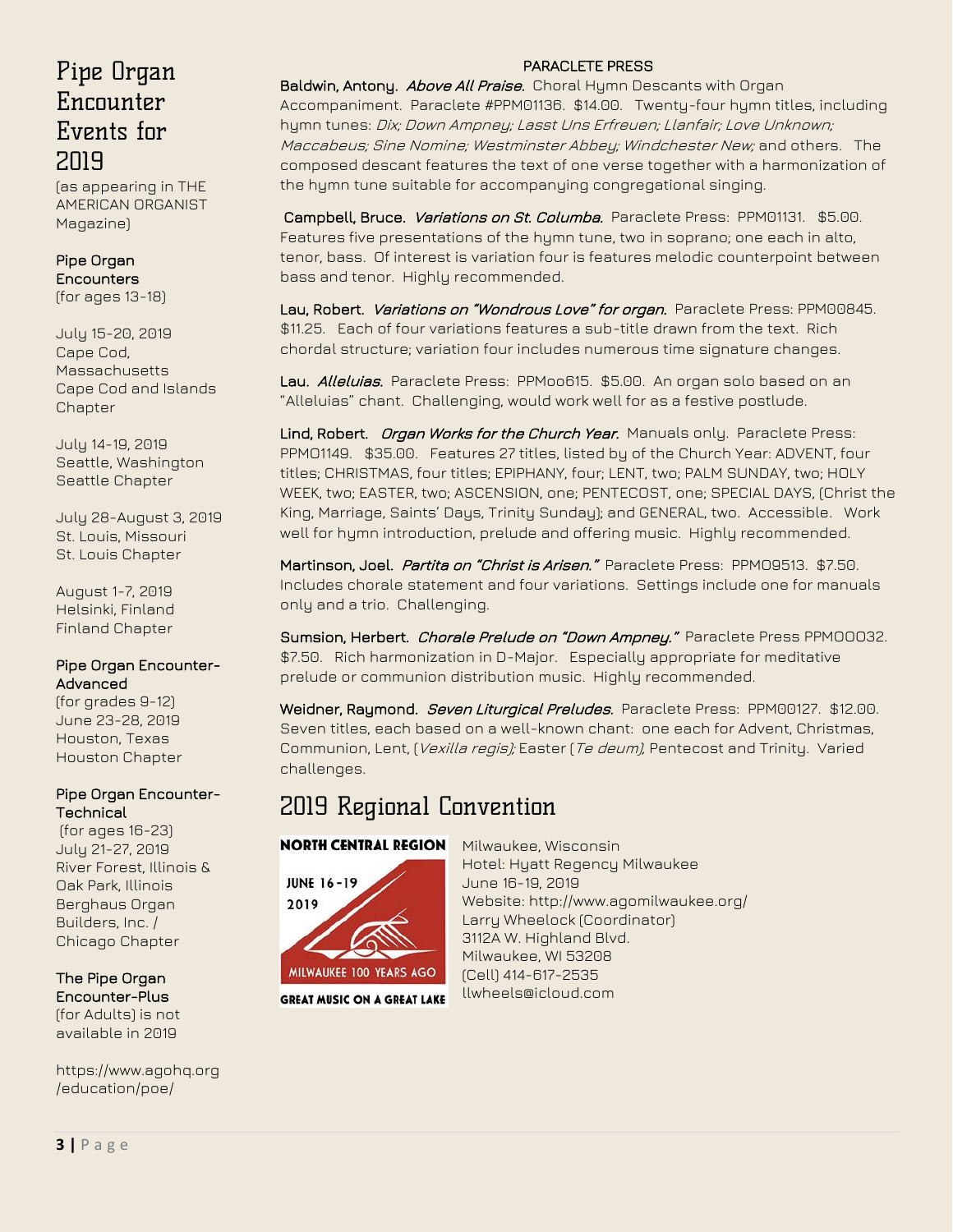# Pipe Organ Encounter Events for 2019

(as appearing in THE AMERICAN ORGANIST Magazine)

**Pipe Organ Encounters**
(for ages 13-18)

July 15-20, 2019
Cape Cod, Massachusetts
Cape Cod and Islands Chapter

July 14-19, 2019
Seattle, Washington
Seattle Chapter

July 28-August 3, 2019
St. Louis, Missouri
St. Louis Chapter

August 1-7, 2019
Helsinki, Finland
Finland Chapter

**Pipe Organ Encounter-Advanced**
(for grades 9-12)
June 23-28, 2019
Houston, Texas
Houston Chapter

**Pipe Organ Encounter-Technical**
(for ages 16-23)
July 21-27, 2019
River Forest, Illinois & Oak Park, Illinois
Berghaus Organ Builders, Inc. / Chicago Chapter

**The Pipe Organ Encounter-Plus**
(for Adults) is not available in 2019

https://www.agohq.org/education/poe/

**PARACLETE PRESS**

**Baldwin, Antony.** ***Above All Praise.*** Choral Hymn Descants with Organ Accompaniment. Paraclete #PPM01136. $14.00. Twenty-four hymn titles, including hymn tunes: *Dix; Down Ampney; Lasst Uns Erfreuen; Llanfair; Love Unknown; Maccabeus; Sine Nomine; Westminster Abbey; Windchester New;* and others. The composed descant features the text of one verse together with a harmonization of the hymn tune suitable for accompanying congregational singing.

**Campbell, Bruce.** ***Variations on St. Columba.*** Paraclete Press: PPM01131. $5.00. Features five presentations of the hymn tune, two in soprano; one each in alto, tenor, bass. Of interest is variation four is features melodic counterpoint between bass and tenor. Highly recommended.

**Lau, Robert.** ***Variations on "Wondrous Love" for organ.*** Paraclete Press: PPM00845. $11.25. Each of four variations features a sub-title drawn from the text. Rich chordal structure; variation four includes numerous time signature changes.

**Lau.** ***Alleluias.*** Paraclete Press: PPMoo615. $5.00. An organ solo based on an "Alleluias" chant. Challenging, would work well for as a festive postlude.

**Lind, Robert.** ***Organ Works for the Church Year.*** Manuals only. Paraclete Press: PPMO1149. $35.00. Features 27 titles, listed by of the Church Year: ADVENT, four titles; CHRISTMAS, four titles; EPIPHANY, four; LENT, two; PALM SUNDAY, two; HOLY WEEK, two; EASTER, two; ASCENSION, one; PENTECOST, one; SPECIAL DAYS, (Christ the King, Marriage, Saints' Days, Trinity Sunday); and GENERAL, two. Accessible. Work well for hymn introduction, prelude and offering music. Highly recommended.

**Martinson, Joel.** ***Partita on "Christ is Arisen."*** Paraclete Press: PPMO9513. $7.50. Includes chorale statement and four variations. Settings include one for manuals only and a trio. Challenging.

**Sumsion, Herbert.** ***Chorale Prelude on "Down Ampney."*** Paraclete Press PPMOOO32. $7.50. Rich harmonization in D-Major. Especially appropriate for meditative prelude or communion distribution music. Highly recommended.

**Weidner, Raymond.** ***Seven Liturgical Preludes.*** Paraclete Press: PPM00127. $12.00. Seven titles, each based on a well-known chant: one each for Advent, Christmas, Communion, Lent, (*Vexilla regis);* Easter (*Te deum),* Pentecost and Trinity. Varied challenges.

## 2019 Regional Convention

NORTH CENTRAL REGION
JUNE 16-19 2019
MILWAUKEE 100 YEARS AGO
GREAT MUSIC ON A GREAT LAKE

Milwaukee, Wisconsin
Hotel: Hyatt Regency Milwaukee
June 16-19, 2019
Website: http://www.agomilwaukee.org/
Larry Wheelock (Coordinator)
3112A W. Highland Blvd.
Milwaukee, WI 53208
(Cell) 414-617-2535
llwheels@icloud.com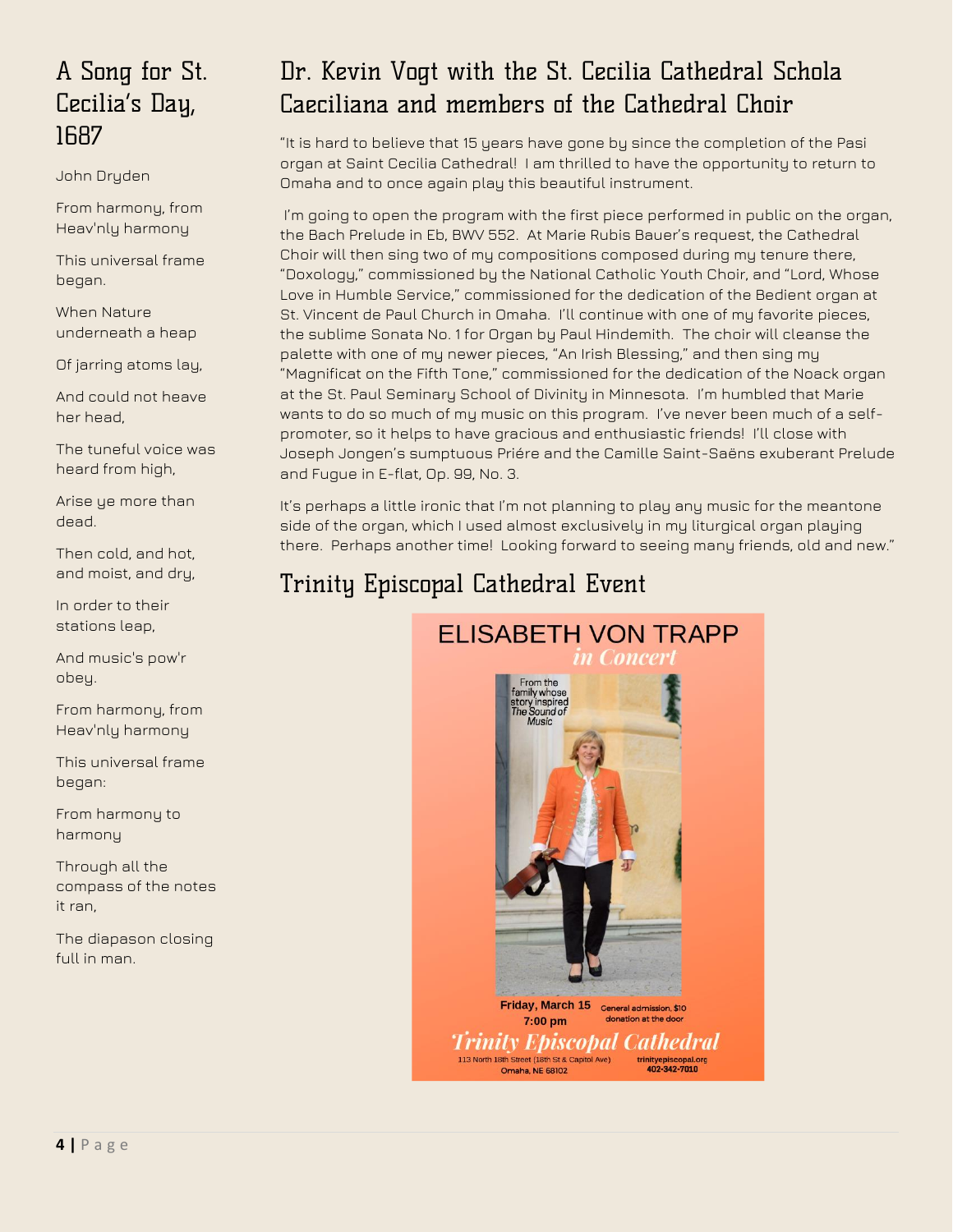## A Song for St. Cecilia's Day, 1687

John Dryden

From harmony, from Heav'nly harmony

This universal frame began.

When Nature underneath a heap

Of jarring atoms lay,

And could not heave her head,

The tuneful voice was heard from high,

Arise ye more than dead.

Then cold, and hot, and moist, and dry,

In order to their stations leap,

And music's pow'r obey.

From harmony, from Heav'nly harmony

This universal frame began:

From harmony to harmony

Through all the compass of the notes it ran,

The diapason closing full in man.

## Dr. Kevin Vogt with the St. Cecilia Cathedral Schola Caeciliana and members of the Cathedral Choir

"It is hard to believe that 15 years have gone by since the completion of the Pasi organ at Saint Cecilia Cathedral! I am thrilled to have the opportunity to return to Omaha and to once again play this beautiful instrument.

I'm going to open the program with the first piece performed in public on the organ, the Bach Prelude in Eb, BWV 552. At Marie Rubis Bauer's request, the Cathedral Choir will then sing two of my compositions composed during my tenure there, "Doxology," commissioned by the National Catholic Youth Choir, and "Lord, Whose Love in Humble Service," commissioned for the dedication of the Bedient organ at St. Vincent de Paul Church in Omaha. I'll continue with one of my favorite pieces, the sublime Sonata No. 1 for Organ by Paul Hindemith. The choir will cleanse the palette with one of my newer pieces, "An Irish Blessing," and then sing my "Magnificat on the Fifth Tone," commissioned for the dedication of the Noack organ at the St. Paul Seminary School of Divinity in Minnesota. I'm humbled that Marie wants to do so much of my music on this program. I've never been much of a self-promoter, so it helps to have gracious and enthusiastic friends! I'll close with Joseph Jongen's sumptuous Priére and the Camille Saint-Saëns exuberant Prelude and Fugue in E-flat, Op. 99, No. 3.

It's perhaps a little ironic that I'm not planning to play any music for the meantone side of the organ, which I used almost exclusively in my liturgical organ playing there. Perhaps another time! Looking forward to seeing many friends, old and new."

## Trinity Episcopal Cathedral Event

ELISABETH VON TRAPP

*in Concert*

From the family whose story inspired *The Sound of Music*

Friday, March 15
7:00 pm

General admission, $10 donation at the door

*Trinity Episcopal Cathedral*

113 North 18th Street (18th St & Capitol Ave)
Omaha, NE 68102

trinityepiscopal.org
402-342-7010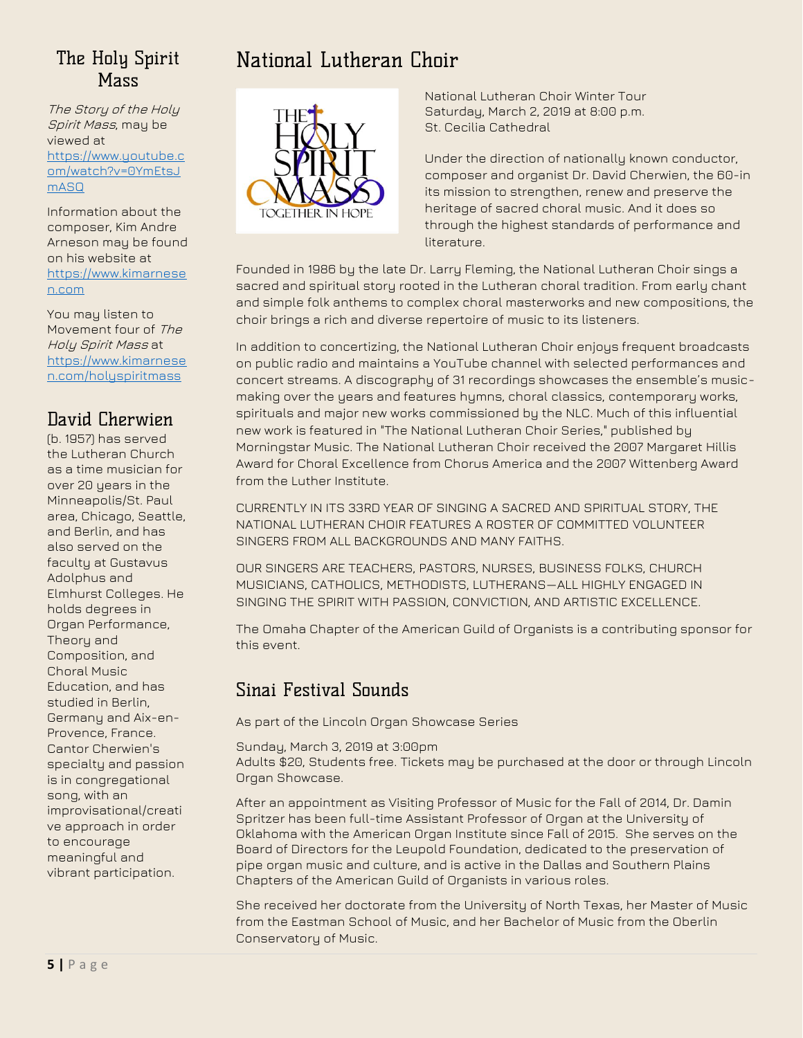## The Holy Spirit Mass

*The Story of the Holy Spirit Mass*, may be viewed at https://www.youtube.com/watch?v=0YmEtsJmASQ

Information about the composer, Kim Andre Arneson may be found on his website at https://www.kimarnesen.com

You may listen to Movement four of *The Holy Spirit Mass* at https://www.kimarnesen.com/holyspiritmass

## David Cherwien

(b. 1957) has served the Lutheran Church as a time musician for over 20 years in the Minneapolis/St. Paul area, Chicago, Seattle, and Berlin, and has also served on the faculty at Gustavus Adolphus and Elmhurst Colleges. He holds degrees in Organ Performance, Theory and Composition, and Choral Music Education, and has studied in Berlin, Germany and Aix-en-Provence, France. Cantor Cherwien's specialty and passion is in congregational song, with an improvisational/creative approach in order to encourage meaningful and vibrant participation.

## National Lutheran Choir

National Lutheran Choir Winter Tour
Saturday, March 2, 2019 at 8:00 p.m.
St. Cecilia Cathedral

Under the direction of nationally known conductor, composer and organist Dr. David Cherwien, the 60-in its mission to strengthen, renew and preserve the heritage of sacred choral music. And it does so through the highest standards of performance and literature.

Founded in 1986 by the late Dr. Larry Fleming, the National Lutheran Choir sings a sacred and spiritual story rooted in the Lutheran choral tradition. From early chant and simple folk anthems to complex choral masterworks and new compositions, the choir brings a rich and diverse repertoire of music to its listeners.

In addition to concertizing, the National Lutheran Choir enjoys frequent broadcasts on public radio and maintains a YouTube channel with selected performances and concert streams. A discography of 31 recordings showcases the ensemble's music-making over the years and features hymns, choral classics, contemporary works, spirituals and major new works commissioned by the NLC. Much of this influential new work is featured in "The National Lutheran Choir Series," published by Morningstar Music. The National Lutheran Choir received the 2007 Margaret Hillis Award for Choral Excellence from Chorus America and the 2007 Wittenberg Award from the Luther Institute.

CURRENTLY IN ITS 33RD YEAR OF SINGING A SACRED AND SPIRITUAL STORY, THE NATIONAL LUTHERAN CHOIR FEATURES A ROSTER OF COMMITTED VOLUNTEER SINGERS FROM ALL BACKGROUNDS AND MANY FAITHS.

OUR SINGERS ARE TEACHERS, PASTORS, NURSES, BUSINESS FOLKS, CHURCH MUSICIANS, CATHOLICS, METHODISTS, LUTHERANS—ALL HIGHLY ENGAGED IN SINGING THE SPIRIT WITH PASSION, CONVICTION, AND ARTISTIC EXCELLENCE.

The Omaha Chapter of the American Guild of Organists is a contributing sponsor for this event.

## Sinai Festival Sounds

As part of the Lincoln Organ Showcase Series

Sunday, March 3, 2019 at 3:00pm
Adults $20, Students free. Tickets may be purchased at the door or through Lincoln Organ Showcase.

After an appointment as Visiting Professor of Music for the Fall of 2014, Dr. Damin Spritzer has been full-time Assistant Professor of Organ at the University of Oklahoma with the American Organ Institute since Fall of 2015. She serves on the Board of Directors for the Leupold Foundation, dedicated to the preservation of pipe organ music and culture, and is active in the Dallas and Southern Plains Chapters of the American Guild of Organists in various roles.

She received her doctorate from the University of North Texas, her Master of Music from the Eastman School of Music, and her Bachelor of Music from the Oberlin Conservatory of Music.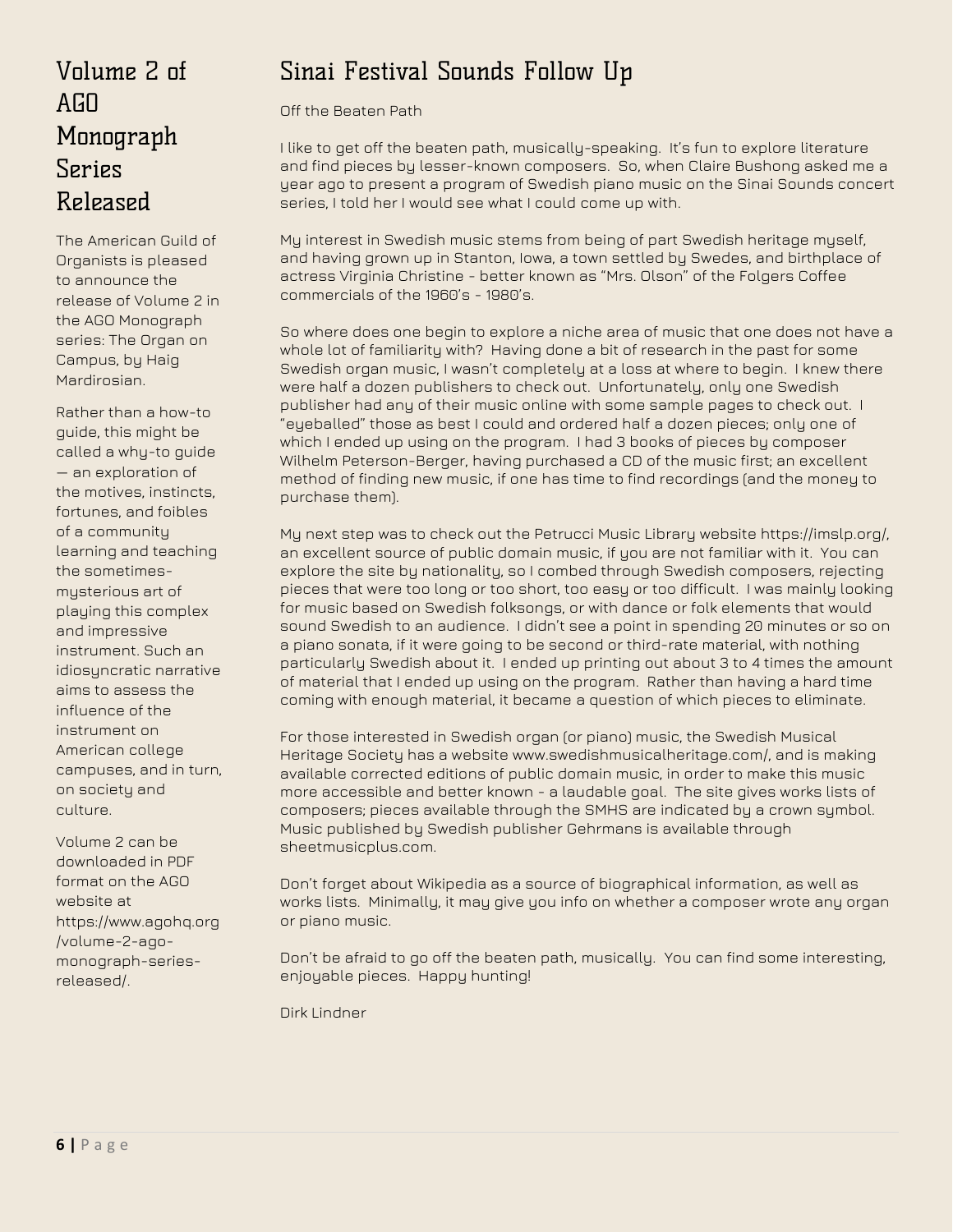# Volume 2 of AGO Monograph Series Released

The American Guild of Organists is pleased to announce the release of Volume 2 in the AGO Monograph series: The Organ on Campus, by Haig Mardirosian.

Rather than a how-to guide, this might be called a why-to guide — an exploration of the motives, instincts, fortunes, and foibles of a community learning and teaching the sometimes-mysterious art of playing this complex and impressive instrument. Such an idiosyncratic narrative aims to assess the influence of the instrument on American college campuses, and in turn, on society and culture.

Volume 2 can be downloaded in PDF format on the AGO website at https://www.agohq.org/volume-2-ago-monograph-series-released/.

# Sinai Festival Sounds Follow Up

Off the Beaten Path

I like to get off the beaten path, musically-speaking. It's fun to explore literature and find pieces by lesser-known composers. So, when Claire Bushong asked me a year ago to present a program of Swedish piano music on the Sinai Sounds concert series, I told her I would see what I could come up with.

My interest in Swedish music stems from being of part Swedish heritage myself, and having grown up in Stanton, Iowa, a town settled by Swedes, and birthplace of actress Virginia Christine - better known as "Mrs. Olson" of the Folgers Coffee commercials of the 1960's - 1980's.

So where does one begin to explore a niche area of music that one does not have a whole lot of familiarity with? Having done a bit of research in the past for some Swedish organ music, I wasn't completely at a loss at where to begin. I knew there were half a dozen publishers to check out. Unfortunately, only one Swedish publisher had any of their music online with some sample pages to check out. I "eyeballed" those as best I could and ordered half a dozen pieces; only one of which I ended up using on the program. I had 3 books of pieces by composer Wilhelm Peterson-Berger, having purchased a CD of the music first; an excellent method of finding new music, if one has time to find recordings (and the money to purchase them).

My next step was to check out the Petrucci Music Library website https://imslp.org/, an excellent source of public domain music, if you are not familiar with it. You can explore the site by nationality, so I combed through Swedish composers, rejecting pieces that were too long or too short, too easy or too difficult. I was mainly looking for music based on Swedish folksongs, or with dance or folk elements that would sound Swedish to an audience. I didn't see a point in spending 20 minutes or so on a piano sonata, if it were going to be second or third-rate material, with nothing particularly Swedish about it. I ended up printing out about 3 to 4 times the amount of material that I ended up using on the program. Rather than having a hard time coming with enough material, it became a question of which pieces to eliminate.

For those interested in Swedish organ (or piano) music, the Swedish Musical Heritage Society has a website www.swedishmusicalheritage.com/, and is making available corrected editions of public domain music, in order to make this music more accessible and better known - a laudable goal. The site gives works lists of composers; pieces available through the SMHS are indicated by a crown symbol. Music published by Swedish publisher Gehrmans is available through sheetmusicplus.com.

Don't forget about Wikipedia as a source of biographical information, as well as works lists. Minimally, it may give you info on whether a composer wrote any organ or piano music.

Don't be afraid to go off the beaten path, musically. You can find some interesting, enjoyable pieces. Happy hunting!

Dirk Lindner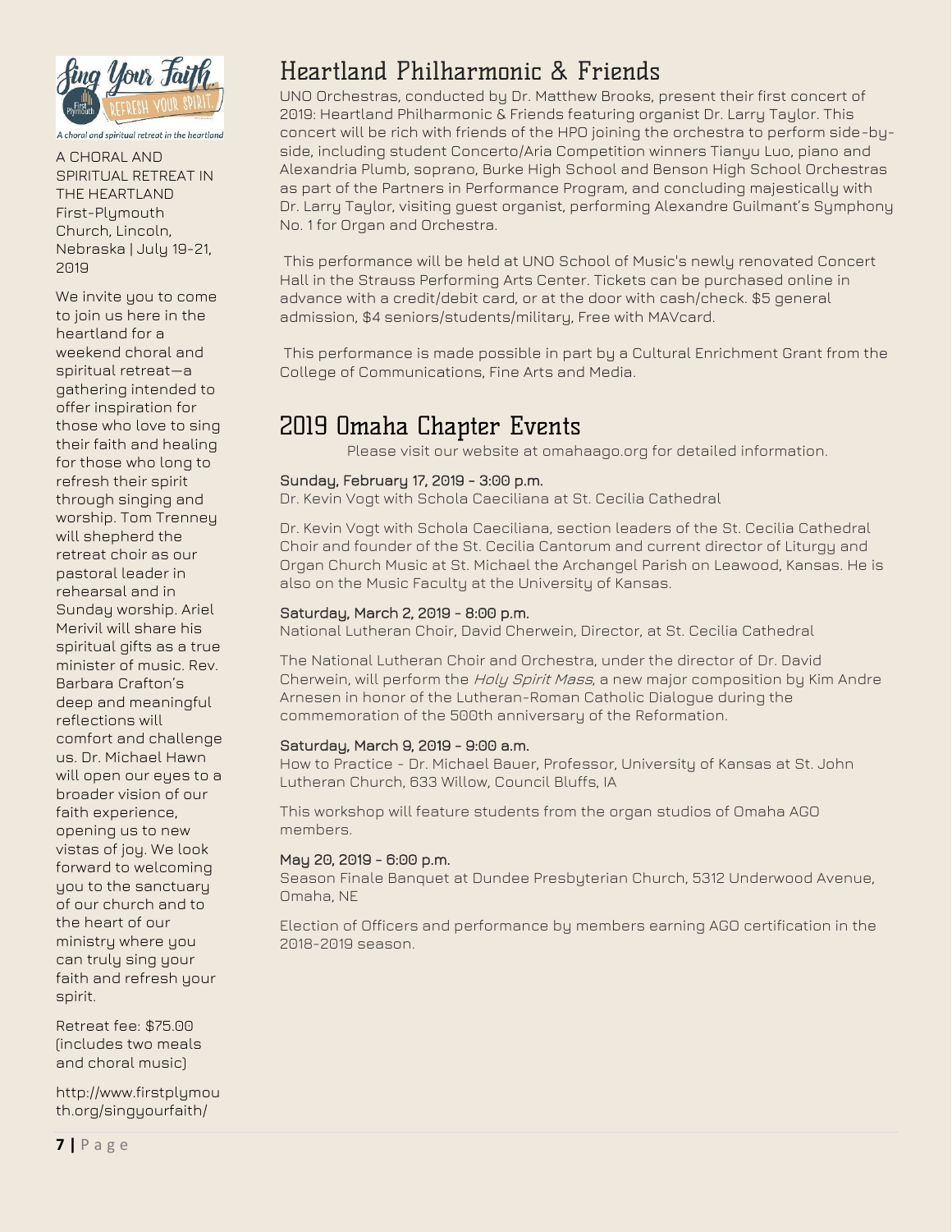A CHORAL AND SPIRITUAL RETREAT IN THE HEARTLAND
First-Plymouth Church, Lincoln, Nebraska | July 19-21, 2019

We invite you to come to join us here in the heartland for a weekend choral and spiritual retreat—a gathering intended to offer inspiration for those who love to sing their faith and healing for those who long to refresh their spirit through singing and worship. Tom Trenney will shepherd the retreat choir as our pastoral leader in rehearsal and in Sunday worship. Ariel Merivil will share his spiritual gifts as a true minister of music. Rev. Barbara Crafton's deep and meaningful reflections will comfort and challenge us. Dr. Michael Hawn will open our eyes to a broader vision of our faith experience, opening us to new vistas of joy. We look forward to welcoming you to the sanctuary of our church and to the heart of our ministry where you can truly sing your faith and refresh your spirit.

Retreat fee: $75.00 (includes two meals and choral music)

http://www.firstplymouth.org/singyourfaith/

# Heartland Philharmonic & Friends

UNO Orchestras, conducted by Dr. Matthew Brooks, present their first concert of 2019: Heartland Philharmonic & Friends featuring organist Dr. Larry Taylor. This concert will be rich with friends of the HPO joining the orchestra to perform side-by-side, including student Concerto/Aria Competition winners Tianyu Luo, piano and Alexandria Plumb, soprano, Burke High School and Benson High School Orchestras as part of the Partners in Performance Program, and concluding majestically with Dr. Larry Taylor, visiting guest organist, performing Alexandre Guilmant's Symphony No. 1 for Organ and Orchestra.

This performance will be held at UNO School of Music's newly renovated Concert Hall in the Strauss Performing Arts Center. Tickets can be purchased online in advance with a credit/debit card, or at the door with cash/check. $5 general admission, $4 seniors/students/military, Free with MAVcard.

This performance is made possible in part by a Cultural Enrichment Grant from the College of Communications, Fine Arts and Media.

# 2019 Omaha Chapter Events

Please visit our website at omahaago.org for detailed information.

**Sunday, February 17, 2019 - 3:00 p.m.**
Dr. Kevin Vogt with Schola Caeciliana at St. Cecilia Cathedral

Dr. Kevin Vogt with Schola Caeciliana, section leaders of the St. Cecilia Cathedral Choir and founder of the St. Cecilia Cantorum and current director of Liturgy and Organ Church Music at St. Michael the Archangel Parish on Leawood, Kansas. He is also on the Music Faculty at the University of Kansas.

**Saturday, March 2, 2019 - 8:00 p.m.**
National Lutheran Choir, David Cherwein, Director, at St. Cecilia Cathedral

The National Lutheran Choir and Orchestra, under the director of Dr. David Cherwein, will perform the *Holy Spirit Mass*, a new major composition by Kim Andre Arnesen in honor of the Lutheran-Roman Catholic Dialogue during the commemoration of the 500th anniversary of the Reformation.

**Saturday, March 9, 2019 - 9:00 a.m.**
How to Practice - Dr. Michael Bauer, Professor, University of Kansas at St. John Lutheran Church, 633 Willow, Council Bluffs, IA

This workshop will feature students from the organ studios of Omaha AGO members.

**May 20, 2019 - 6:00 p.m.**
Season Finale Banquet at Dundee Presbyterian Church, 5312 Underwood Avenue, Omaha, NE

Election of Officers and performance by members earning AGO certification in the 2018-2019 season.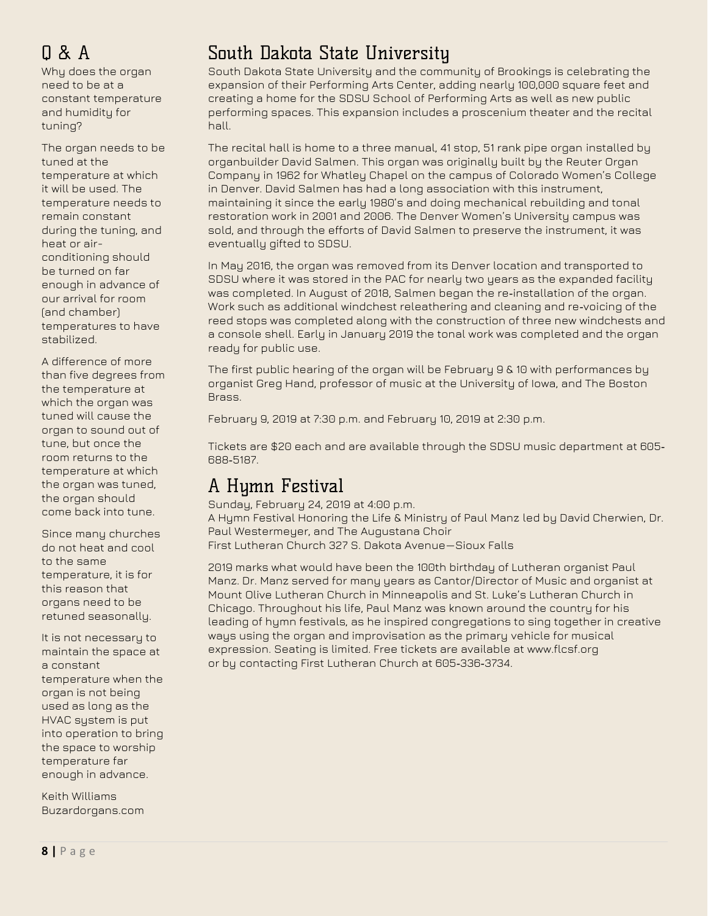## Q & A

Why does the organ need to be at a constant temperature and humidity for tuning?

The organ needs to be tuned at the temperature at which it will be used. The temperature needs to remain constant during the tuning, and heat or air-conditioning should be turned on far enough in advance of our arrival for room (and chamber) temperatures to have stabilized.

A difference of more than five degrees from the temperature at which the organ was tuned will cause the organ to sound out of tune, but once the room returns to the temperature at which the organ was tuned, the organ should come back into tune.

Since many churches do not heat and cool to the same temperature, it is for this reason that organs need to be retuned seasonally.

It is not necessary to maintain the space at a constant temperature when the organ is not being used as long as the HVAC system is put into operation to bring the space to worship temperature far enough in advance.

Keith Williams
Buzardorgans.com

## South Dakota State University

South Dakota State University and the community of Brookings is celebrating the expansion of their Performing Arts Center, adding nearly 100,000 square feet and creating a home for the SDSU School of Performing Arts as well as new public performing spaces. This expansion includes a proscenium theater and the recital hall.

The recital hall is home to a three manual, 41 stop, 51 rank pipe organ installed by organbuilder David Salmen. This organ was originally built by the Reuter Organ Company in 1962 for Whatley Chapel on the campus of Colorado Women's College in Denver. David Salmen has had a long association with this instrument, maintaining it since the early 1980's and doing mechanical rebuilding and tonal restoration work in 2001 and 2006. The Denver Women's University campus was sold, and through the efforts of David Salmen to preserve the instrument, it was eventually gifted to SDSU.

In May 2016, the organ was removed from its Denver location and transported to SDSU where it was stored in the PAC for nearly two years as the expanded facility was completed. In August of 2018, Salmen began the re-installation of the organ. Work such as additional windchest releathering and cleaning and re-voicing of the reed stops was completed along with the construction of three new windchests and a console shell. Early in January 2019 the tonal work was completed and the organ ready for public use.

The first public hearing of the organ will be February 9 & 10 with performances by organist Greg Hand, professor of music at the University of Iowa, and The Boston Brass.

February 9, 2019 at 7:30 p.m. and February 10, 2019 at 2:30 p.m.

Tickets are $20 each and are available through the SDSU music department at 605-688-5187.

## A Hymn Festival

Sunday, February 24, 2019 at 4:00 p.m.
A Hymn Festival Honoring the Life & Ministry of Paul Manz led by David Cherwien, Dr. Paul Westermeyer, and The Augustana Choir
First Lutheran Church 327 S. Dakota Avenue—Sioux Falls

2019 marks what would have been the 100th birthday of Lutheran organist Paul Manz. Dr. Manz served for many years as Cantor/Director of Music and organist at Mount Olive Lutheran Church in Minneapolis and St. Luke's Lutheran Church in Chicago. Throughout his life, Paul Manz was known around the country for his leading of hymn festivals, as he inspired congregations to sing together in creative ways using the organ and improvisation as the primary vehicle for musical expression. Seating is limited. Free tickets are available at www.flcsf.org or by contacting First Lutheran Church at 605-336-3734.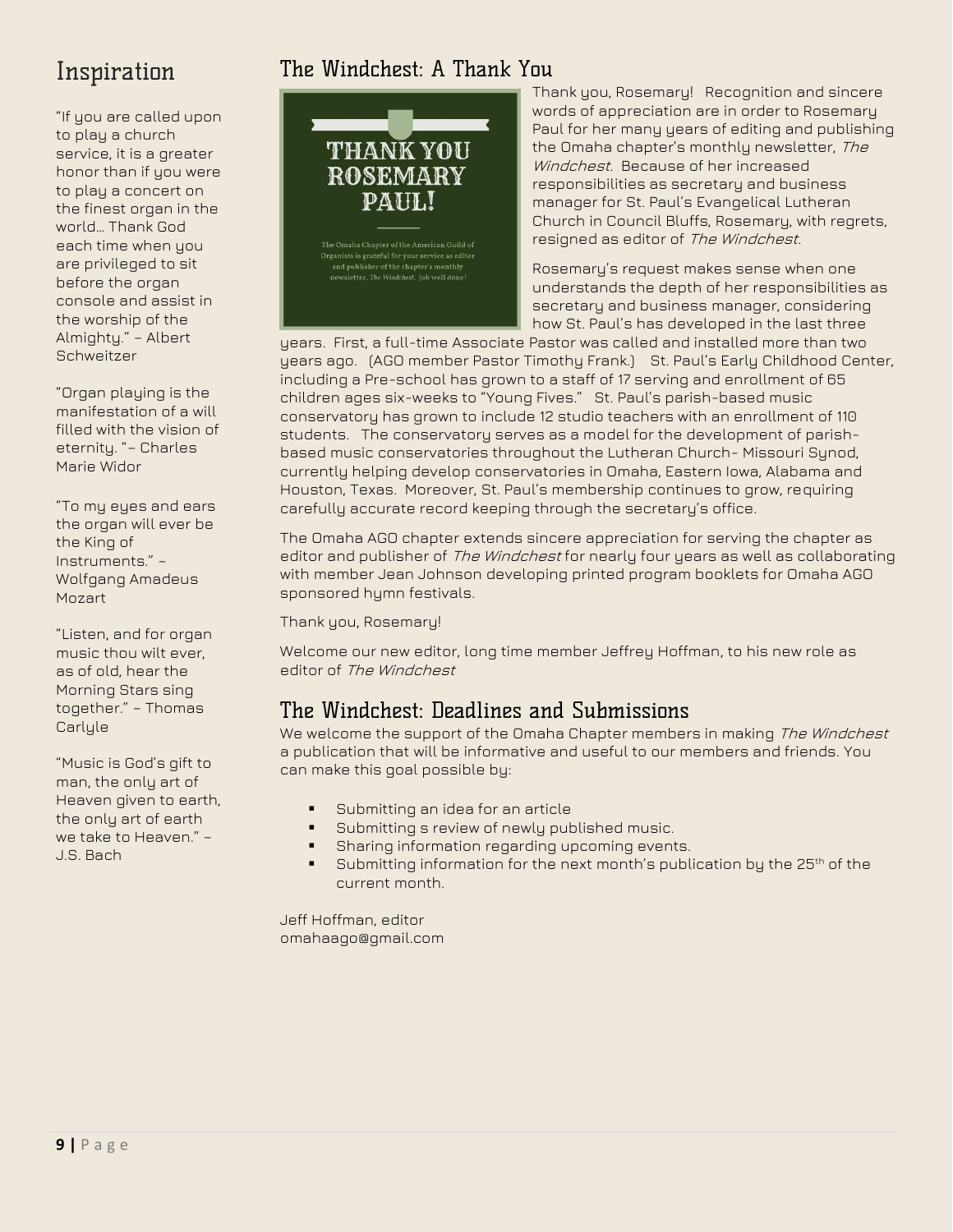## Inspiration

"If you are called upon to play a church service, it is a greater honor than if you were to play a concert on the finest organ in the world… Thank God each time when you are privileged to sit before the organ console and assist in the worship of the Almighty." – Albert Schweitzer

"Organ playing is the manifestation of a will filled with the vision of eternity. "– Charles Marie Widor

"To my eyes and ears the organ will ever be the King of Instruments." – Wolfgang Amadeus Mozart

"Listen, and for organ music thou wilt ever, as of old, hear the Morning Stars sing together." – Thomas Carlyle

"Music is God's gift to man, the only art of Heaven given to earth, the only art of earth we take to Heaven." – J.S. Bach

## The Windchest: A Thank You

THANK YOU ROSEMARY PAUL!

The Omaha Chapter of the American Guild of Organists is grateful for your service as editor and publisher of the chapter's monthly newsletter, *The Windchest*. Job well done!

Thank you, Rosemary! Recognition and sincere words of appreciation are in order to Rosemary Paul for her many years of editing and publishing the Omaha chapter's monthly newsletter, *The Windchest*. Because of her increased responsibilities as secretary and business manager for St. Paul's Evangelical Lutheran Church in Council Bluffs, Rosemary, with regrets, resigned as editor of *The Windchest*.

Rosemary's request makes sense when one understands the depth of her responsibilities as secretary and business manager, considering how St. Paul's has developed in the last three years. First, a full-time Associate Pastor was called and installed more than two years ago. (AGO member Pastor Timothy Frank.) St. Paul's Early Childhood Center, including a Pre-school has grown to a staff of 17 serving and enrollment of 65 children ages six-weeks to "Young Fives." St. Paul's parish-based music conservatory has grown to include 12 studio teachers with an enrollment of 110 students. The conservatory serves as a model for the development of parish-based music conservatories throughout the Lutheran Church- Missouri Synod, currently helping develop conservatories in Omaha, Eastern Iowa, Alabama and Houston, Texas. Moreover, St. Paul's membership continues to grow, requiring carefully accurate record keeping through the secretary's office.

The Omaha AGO chapter extends sincere appreciation for serving the chapter as editor and publisher of *The Windchest* for nearly four years as well as collaborating with member Jean Johnson developing printed program booklets for Omaha AGO sponsored hymn festivals.

Thank you, Rosemary!

Welcome our new editor, long time member Jeffrey Hoffman, to his new role as editor of *The Windchest*

## The Windchest: Deadlines and Submissions

We welcome the support of the Omaha Chapter members in making *The Windchest* a publication that will be informative and useful to our members and friends. You can make this goal possible by:

- Submitting an idea for an article
- Submitting s review of newly published music.
- Sharing information regarding upcoming events.
- Submitting information for the next month's publication by the 25th of the current month.

Jeff Hoffman, editor
omahaago@gmail.com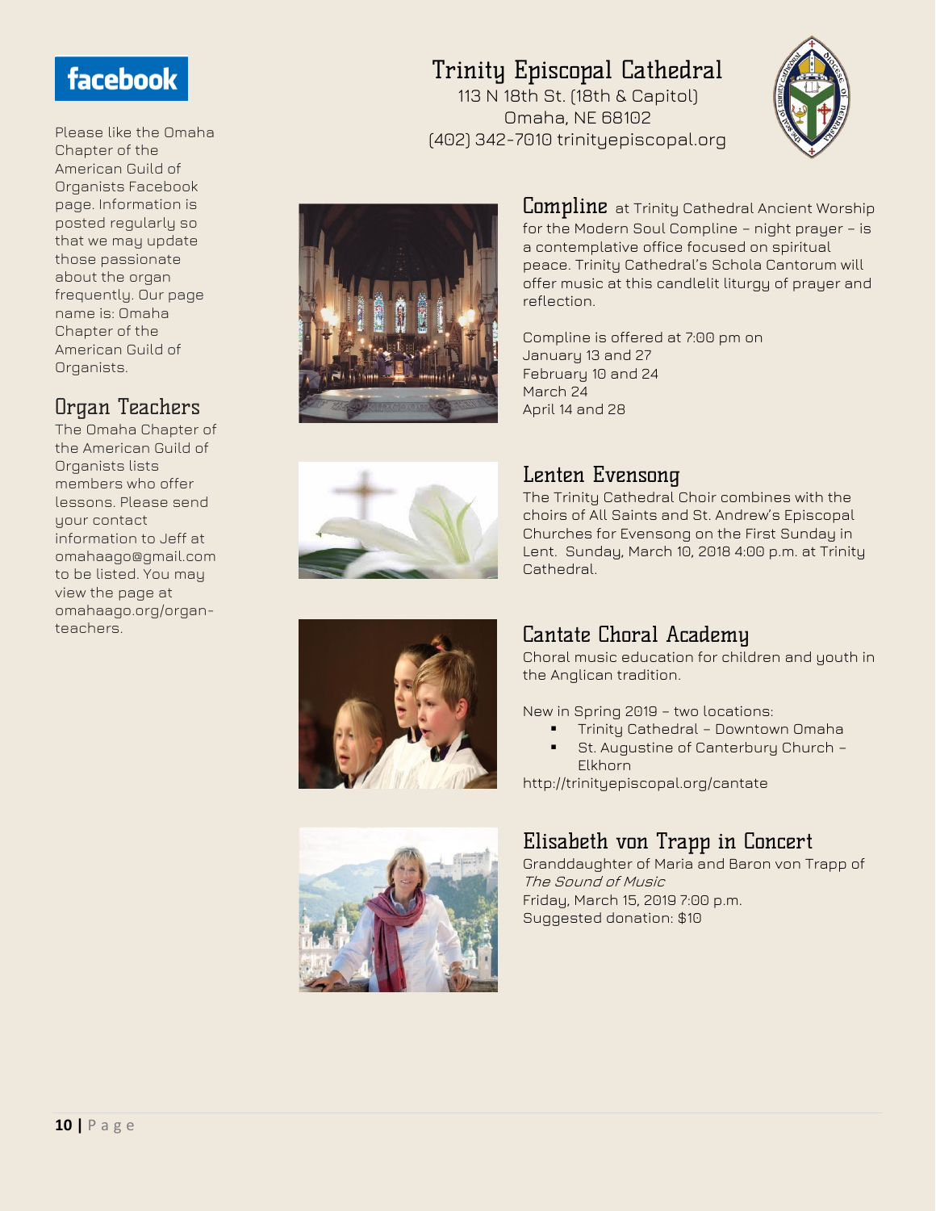facebook

Please like the Omaha Chapter of the American Guild of Organists Facebook page. Information is posted regularly so that we may update those passionate about the organ frequently. Our page name is: Omaha Chapter of the American Guild of Organists.

## Organ Teachers

The Omaha Chapter of the American Guild of Organists lists members who offer lessons. Please send your contact information to Jeff at omahaago@gmail.com to be listed. You may view the page at omahaago.org/organ-teachers.

# Trinity Episcopal Cathedral

113 N 18th St. (18th & Capitol)
Omaha, NE 68102
(402) 342-7010 trinityepiscopal.org

## Compline

at Trinity Cathedral Ancient Worship for the Modern Soul Compline – night prayer – is a contemplative office focused on spiritual peace. Trinity Cathedral's Schola Cantorum will offer music at this candlelit liturgy of prayer and reflection.

Compline is offered at 7:00 pm on
January 13 and 27
February 10 and 24
March 24
April 14 and 28

## Lenten Evensong

The Trinity Cathedral Choir combines with the choirs of All Saints and St. Andrew's Episcopal Churches for Evensong on the First Sunday in Lent. Sunday, March 10, 2018 4:00 p.m. at Trinity Cathedral.

## Cantate Choral Academy

Choral music education for children and youth in the Anglican tradition.

New in Spring 2019 – two locations:

- Trinity Cathedral – Downtown Omaha
- St. Augustine of Canterbury Church – Elkhorn

http://trinityepiscopal.org/cantate

## Elisabeth von Trapp in Concert

Granddaughter of Maria and Baron von Trapp of *The Sound of Music*
Friday, March 15, 2019 7:00 p.m.
Suggested donation: $10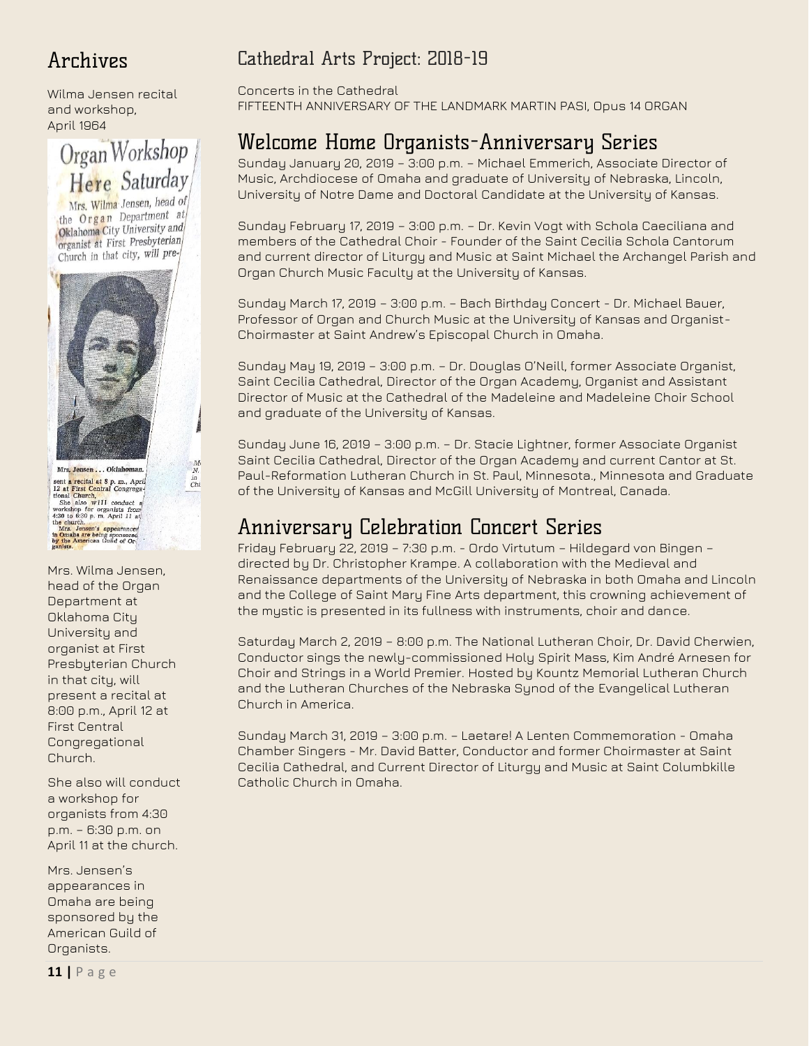## Archives

Wilma Jensen recital and workshop, April 1964

Mrs. Wilma Jensen, head of the Organ Department at Oklahoma City University and organist at First Presbyterian Church in that city, will present a recital at 8:00 p.m., April 12 at First Central Congregational Church.

She also will conduct a workshop for organists from 4:30 p.m. – 6:30 p.m. on April 11 at the church.

Mrs. Jensen's appearances in Omaha are being sponsored by the American Guild of Organists.

## Cathedral Arts Project: 2018-19

Concerts in the Cathedral
FIFTEENTH ANNIVERSARY OF THE LANDMARK MARTIN PASI, Opus 14 ORGAN

## Welcome Home Organists-Anniversary Series

Sunday January 20, 2019 – 3:00 p.m. – Michael Emmerich, Associate Director of Music, Archdiocese of Omaha and graduate of University of Nebraska, Lincoln, University of Notre Dame and Doctoral Candidate at the University of Kansas.

Sunday February 17, 2019 – 3:00 p.m. – Dr. Kevin Vogt with Schola Caeciliana and members of the Cathedral Choir - Founder of the Saint Cecilia Schola Cantorum and current director of Liturgy and Music at Saint Michael the Archangel Parish and Organ Church Music Faculty at the University of Kansas.

Sunday March 17, 2019 – 3:00 p.m. – Bach Birthday Concert - Dr. Michael Bauer, Professor of Organ and Church Music at the University of Kansas and Organist-Choirmaster at Saint Andrew's Episcopal Church in Omaha.

Sunday May 19, 2019 – 3:00 p.m. – Dr. Douglas O'Neill, former Associate Organist, Saint Cecilia Cathedral, Director of the Organ Academy, Organist and Assistant Director of Music at the Cathedral of the Madeleine and Madeleine Choir School and graduate of the University of Kansas.

Sunday June 16, 2019 – 3:00 p.m. – Dr. Stacie Lightner, former Associate Organist Saint Cecilia Cathedral, Director of the Organ Academy and current Cantor at St. Paul-Reformation Lutheran Church in St. Paul, Minnesota., Minnesota and Graduate of the University of Kansas and McGill University of Montreal, Canada.

## Anniversary Celebration Concert Series

Friday February 22, 2019 – 7:30 p.m. - Ordo Virtutum – Hildegard von Bingen – directed by Dr. Christopher Krampe. A collaboration with the Medieval and Renaissance departments of the University of Nebraska in both Omaha and Lincoln and the College of Saint Mary Fine Arts department, this crowning achievement of the mystic is presented in its fullness with instruments, choir and dance.

Saturday March 2, 2019 – 8:00 p.m. The National Lutheran Choir, Dr. David Cherwien, Conductor sings the newly-commissioned Holy Spirit Mass, Kim André Arnesen for Choir and Strings in a World Premier. Hosted by Kountz Memorial Lutheran Church and the Lutheran Churches of the Nebraska Synod of the Evangelical Lutheran Church in America.

Sunday March 31, 2019 – 3:00 p.m. – Laetare! A Lenten Commemoration - Omaha Chamber Singers - Mr. David Batter, Conductor and former Choirmaster at Saint Cecilia Cathedral, and Current Director of Liturgy and Music at Saint Columbkille Catholic Church in Omaha.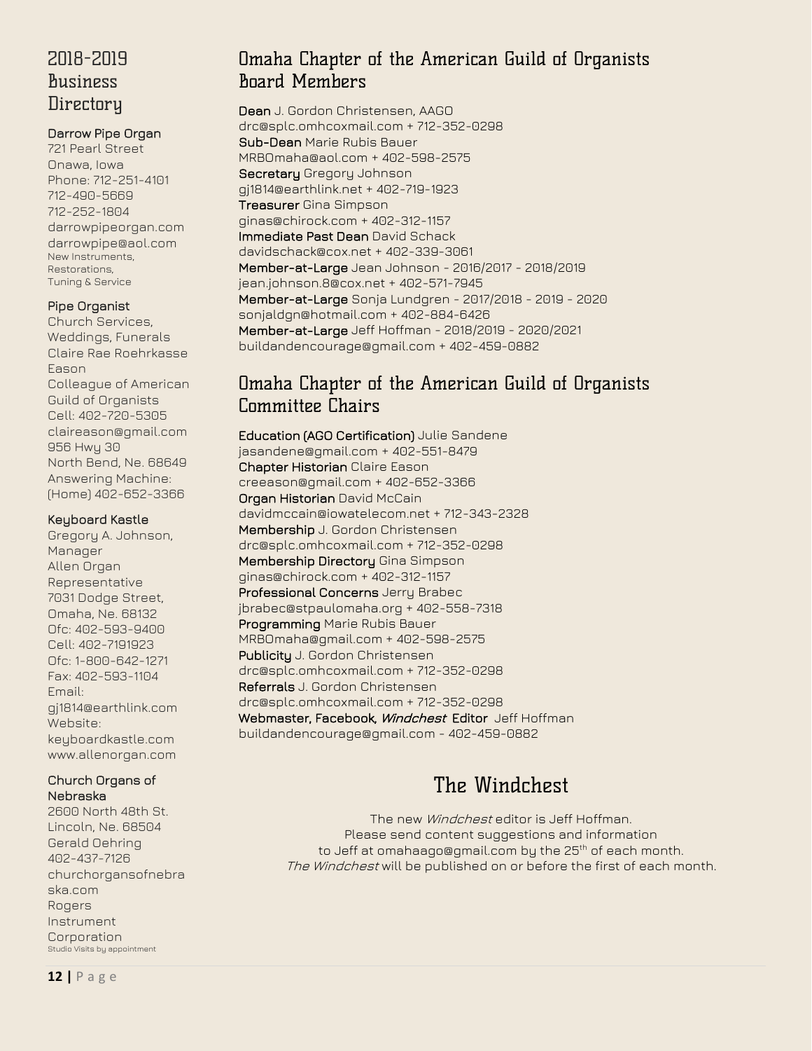## 2018-2019 Business Directory

**Darrow Pipe Organ**
721 Pearl Street
Onawa, Iowa
Phone: 712-251-4101
712-490-5669
712-252-1804
darrowpipeorgan.com
darrowpipe@aol.com
New Instruments,
Restorations,
Tuning & Service

**Pipe Organist**
Church Services,
Weddings, Funerals
Claire Rae Roehrkasse
Eason
Colleague of American
Guild of Organists
Cell: 402-720-5305
claireason@gmail.com
956 Hwy 30
North Bend, Ne. 68649
Answering Machine:
(Home) 402-652-3366

**Keyboard Kastle**
Gregory A. Johnson,
Manager
Allen Organ
Representative
7031 Dodge Street,
Omaha, Ne. 68132
Ofc: 402-593-9400
Cell: 402-7191923
Ofc: 1-800-642-1271
Fax: 402-593-1104
Email:
gj1814@earthlink.com
Website:
keyboardkastle.com
www.allenorgan.com

**Church Organs of Nebraska**
2600 North 48th St.
Lincoln, Ne. 68504
Gerald Oehring
402-437-7126
churchorgansofnebraska.com
Rogers
Instrument
Corporation
Studio Visits by appointment

## Omaha Chapter of the American Guild of Organists Board Members

**Dean** J. Gordon Christensen, AAGO
drc@splc.omhcoxmail.com + 712-352-0298
**Sub-Dean** Marie Rubis Bauer
MRBOmaha@aol.com + 402-598-2575
**Secretary** Gregory Johnson
gj1814@earthlink.net + 402-719-1923
**Treasurer** Gina Simpson
ginas@chirock.com + 402-312-1157
**Immediate Past Dean** David Schack
davidschack@cox.net + 402-339-3061
**Member-at-Large** Jean Johnson - 2016/2017 - 2018/2019
jean.johnson.8@cox.net + 402-571-7945
**Member-at-Large** Sonja Lundgren - 2017/2018 - 2019 - 2020
sonjaldgn@hotmail.com + 402-884-6426
**Member-at-Large** Jeff Hoffman - 2018/2019 - 2020/2021
buildandencourage@gmail.com + 402-459-0882

## Omaha Chapter of the American Guild of Organists Committee Chairs

**Education (AGO Certification)** Julie Sandene
jasandene@gmail.com + 402-551-8479
**Chapter Historian** Claire Eason
creeason@gmail.com + 402-652-3366
**Organ Historian** David McCain
davidmccain@iowatelecom.net + 712-343-2328
**Membership** J. Gordon Christensen
drc@splc.omhcoxmail.com + 712-352-0298
**Membership Directory** Gina Simpson
ginas@chirock.com + 402-312-1157
**Professional Concerns** Jerry Brabec
jbrabec@stpaulomaha.org + 402-558-7318
**Programming** Marie Rubis Bauer
MRBOmaha@gmail.com + 402-598-2575
**Publicity** J. Gordon Christensen
drc@splc.omhcoxmail.com + 712-352-0298
**Referrals** J. Gordon Christensen
drc@splc.omhcoxmail.com + 712-352-0298
**Webmaster, Facebook, *Windchest* Editor** Jeff Hoffman
buildandencourage@gmail.com - 402-459-0882

## The Windchest

The new *Windchest* editor is Jeff Hoffman.
Please send content suggestions and information
to Jeff at omahaago@gmail.com by the 25th of each month.
*The Windchest* will be published on or before the first of each month.